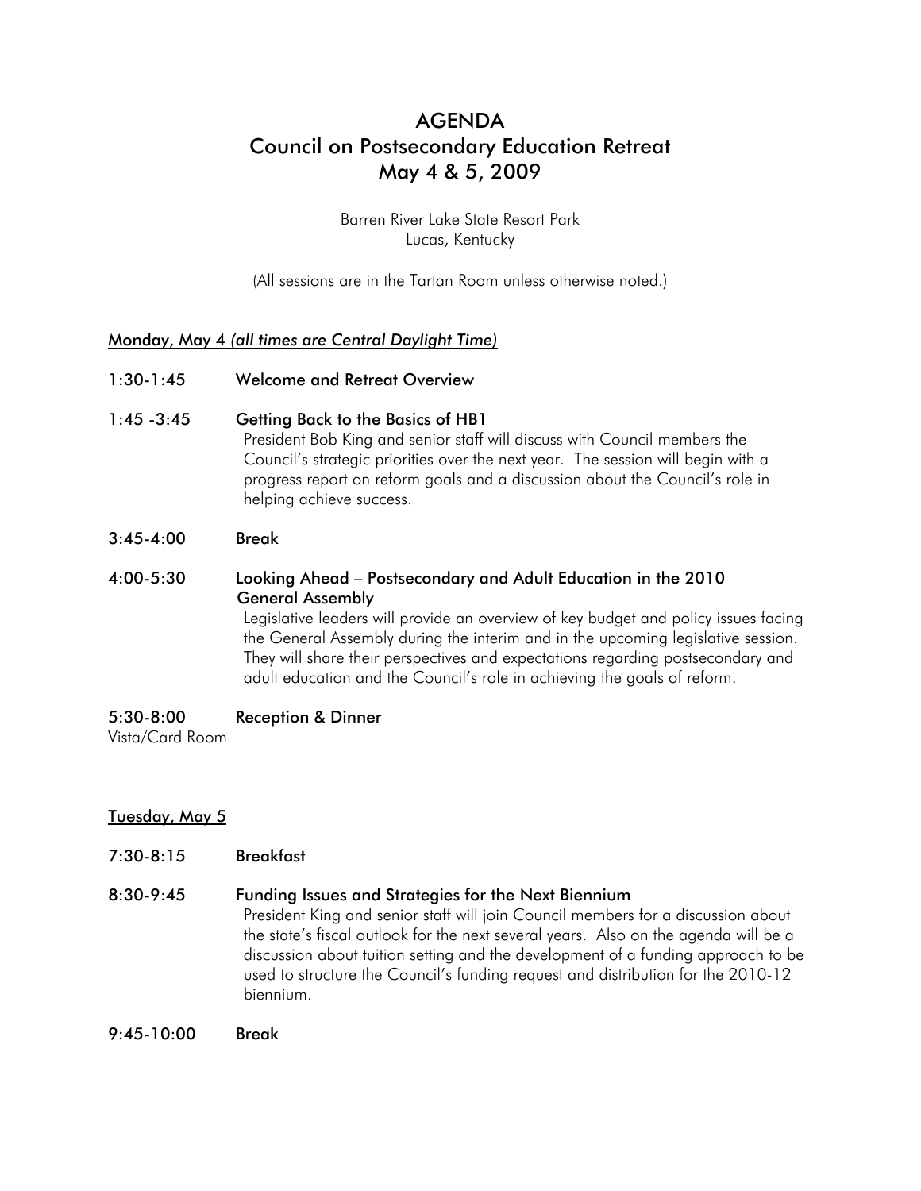# AGENDA
# Council on Postsecondary Education Retreat
# May 4 & 5, 2009

Barren River Lake State Resort Park
Lucas, Kentucky

(All sessions are in the Tartan Room unless otherwise noted.)

<u>Monday, May 4 *(all times are Central Daylight Time)*</u>

**1:30-1:45 Welcome and Retreat Overview**

**1:45 -3:45 Getting Back to the Basics of HB1**

President Bob King and senior staff will discuss with Council members the Council's strategic priorities over the next year. The session will begin with a progress report on reform goals and a discussion about the Council's role in helping achieve success.

**3:45-4:00 Break**

**4:00-5:30 Looking Ahead – Postsecondary and Adult Education in the 2010 General Assembly**

Legislative leaders will provide an overview of key budget and policy issues facing the General Assembly during the interim and in the upcoming legislative session. They will share their perspectives and expectations regarding postsecondary and adult education and the Council's role in achieving the goals of reform.

**5:30-8:00 Reception & Dinner**
Vista/Card Room

<u>Tuesday, May 5</u>

**7:30-8:15 Breakfast**

**8:30-9:45 Funding Issues and Strategies for the Next Biennium**

President King and senior staff will join Council members for a discussion about the state's fiscal outlook for the next several years. Also on the agenda will be a discussion about tuition setting and the development of a funding approach to be used to structure the Council's funding request and distribution for the 2010-12 biennium.

**9:45-10:00 Break**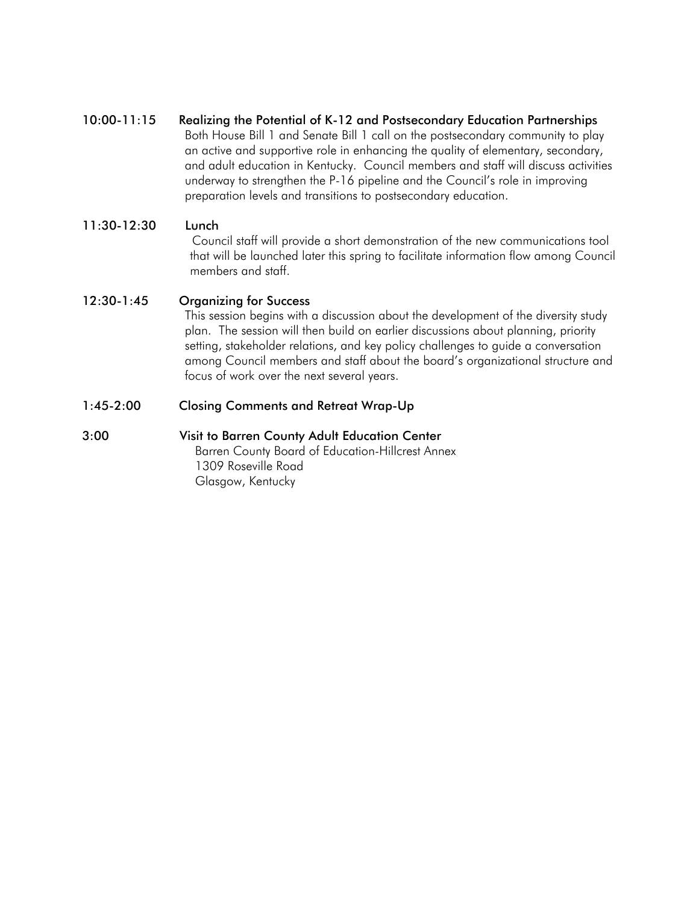**10:00-11:15** **Realizing the Potential of K-12 and Postsecondary Education Partnerships**

Both House Bill 1 and Senate Bill 1 call on the postsecondary community to play an active and supportive role in enhancing the quality of elementary, secondary, and adult education in Kentucky. Council members and staff will discuss activities underway to strengthen the P-16 pipeline and the Council's role in improving preparation levels and transitions to postsecondary education.

**11:30-12:30** **Lunch**

Council staff will provide a short demonstration of the new communications tool that will be launched later this spring to facilitate information flow among Council members and staff.

**12:30-1:45** **Organizing for Success**

This session begins with a discussion about the development of the diversity study plan. The session will then build on earlier discussions about planning, priority setting, stakeholder relations, and key policy challenges to guide a conversation among Council members and staff about the board's organizational structure and focus of work over the next several years.

**1:45-2:00** **Closing Comments and Retreat Wrap-Up**

**3:00** **Visit to Barren County Adult Education Center**

Barren County Board of Education-Hillcrest Annex
1309 Roseville Road
Glasgow, Kentucky